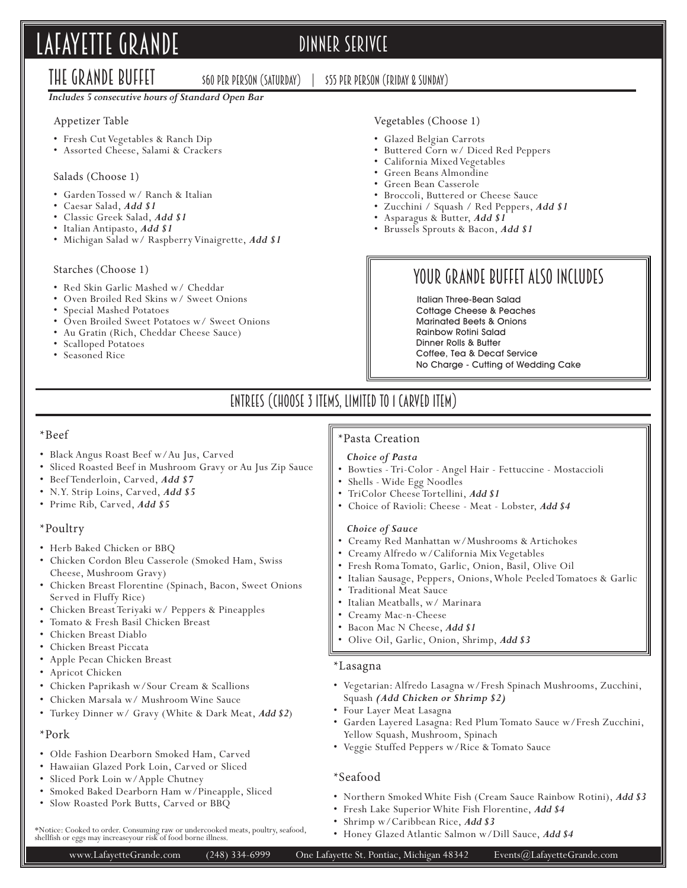# LAFAYETTE GRANDE

## DINNER SERIVCE

## THE GRANDE BUFFET

$60 PER PERSON (SATURDAY) | $55 PER PERSON (FRIDAY & SUNDAY)

***Includes 5 consecutive hours of Standard Open Bar***

### Appetizer Table

- Fresh Cut Vegetables & Ranch Dip
- Assorted Cheese, Salami & Crackers

### Salads (Choose 1)

- Garden Tossed w/ Ranch & Italian
- Caesar Salad, ***Add $1***
- Classic Greek Salad, ***Add $1***
- Italian Antipasto, ***Add $1***
- Michigan Salad w/ Raspberry Vinaigrette, ***Add $1***

### Starches (Choose 1)

- Red Skin Garlic Mashed w/ Cheddar
- Oven Broiled Red Skins w/ Sweet Onions
- Special Mashed Potatoes
- Oven Broiled Sweet Potatoes w/ Sweet Onions
- Au Gratin (Rich, Cheddar Cheese Sauce)
- Scalloped Potatoes
- Seasoned Rice

### Vegetables (Choose 1)

- Glazed Belgian Carrots
- Buttered Corn w/ Diced Red Peppers
- California Mixed Vegetables
- Green Beans Almondine
- Green Bean Casserole
- Broccoli, Buttered or Cheese Sauce
- Zucchini / Squash / Red Peppers, ***Add $1***
- Asparagus & Butter, ***Add $1***
- Brussels Sprouts & Bacon, ***Add $1***

### YOUR GRANDE BUFFET ALSO INCLUDES

Italian Three-Bean Salad
Cottage Cheese & Peaches
Marinated Beets & Onions
Rainbow Rotini Salad
Dinner Rolls & Butter
Coffee, Tea & Decaf Service
No Charge - Cutting of Wedding Cake

## ENTREES (CHOOSE 3 ITEMS, LIMITED TO 1 CARVED ITEM)

### *Beef

- Black Angus Roast Beef w/Au Jus, Carved
- Sliced Roasted Beef in Mushroom Gravy or Au Jus Zip Sauce
- Beef Tenderloin, Carved, ***Add $7***
- N.Y. Strip Loins, Carved, ***Add $5***
- Prime Rib, Carved, ***Add $5***

### *Poultry

- Herb Baked Chicken or BBQ
- Chicken Cordon Bleu Casserole (Smoked Ham, Swiss Cheese, Mushroom Gravy)
- Chicken Breast Florentine (Spinach, Bacon, Sweet Onions Served in Fluffy Rice)
- Chicken Breast Teriyaki w/ Peppers & Pineapples
- Tomato & Fresh Basil Chicken Breast
- Chicken Breast Diablo
- Chicken Breast Piccata
- Apple Pecan Chicken Breast
- Apricot Chicken
- Chicken Paprikash w/Sour Cream & Scallions
- Chicken Marsala w/ Mushroom Wine Sauce
- Turkey Dinner w/ Gravy (White & Dark Meat, ***Add $2***)

### *Pork

- Olde Fashion Dearborn Smoked Ham, Carved
- Hawaiian Glazed Pork Loin, Carved or Sliced
- Sliced Pork Loin w/Apple Chutney
- Smoked Baked Dearborn Ham w/Pineapple, Sliced
- Slow Roasted Pork Butts, Carved or BBQ

*Notice: Cooked to order. Consuming raw or undercooked meats, poultry, seafood, shellfish or eggs may increaseyour risk of food borne illness.

### *Pasta Creation

***Choice of Pasta***

- Bowties - Tri-Color - Angel Hair - Fettuccine - Mostaccioli
- Shells - Wide Egg Noodles
- TriColor Cheese Tortellini, ***Add $1***
- Choice of Ravioli: Cheese - Meat - Lobster, ***Add $4***

***Choice of Sauce***

- Creamy Red Manhattan w/Mushrooms & Artichokes
- Creamy Alfredo w/California Mix Vegetables
- Fresh Roma Tomato, Garlic, Onion, Basil, Olive Oil
- Italian Sausage, Peppers, Onions, Whole Peeled Tomatoes & Garlic
- Traditional Meat Sauce
- Italian Meatballs, w/ Marinara
- Creamy Mac-n-Cheese
- Bacon Mac N Cheese, ***Add $1***
- Olive Oil, Garlic, Onion, Shrimp, ***Add $3***

### *Lasagna

- Vegetarian: Alfredo Lasagna w/Fresh Spinach Mushrooms, Zucchini, Squash ***(Add Chicken or Shrimp $2)***
- Four Layer Meat Lasagna
- Garden Layered Lasagna: Red Plum Tomato Sauce w/Fresh Zucchini, Yellow Squash, Mushroom, Spinach
- Veggie Stuffed Peppers w/Rice & Tomato Sauce

### *Seafood

- Northern Smoked White Fish (Cream Sauce Rainbow Rotini), ***Add $3***
- Fresh Lake Superior White Fish Florentine, ***Add $4***
- Shrimp w/Caribbean Rice, ***Add $3***
- Honey Glazed Atlantic Salmon w/Dill Sauce, ***Add $4***

www.LafayetteGrande.com (248) 334-6999 One Lafayette St. Pontiac, Michigan 48342 Events@LafayetteGrande.com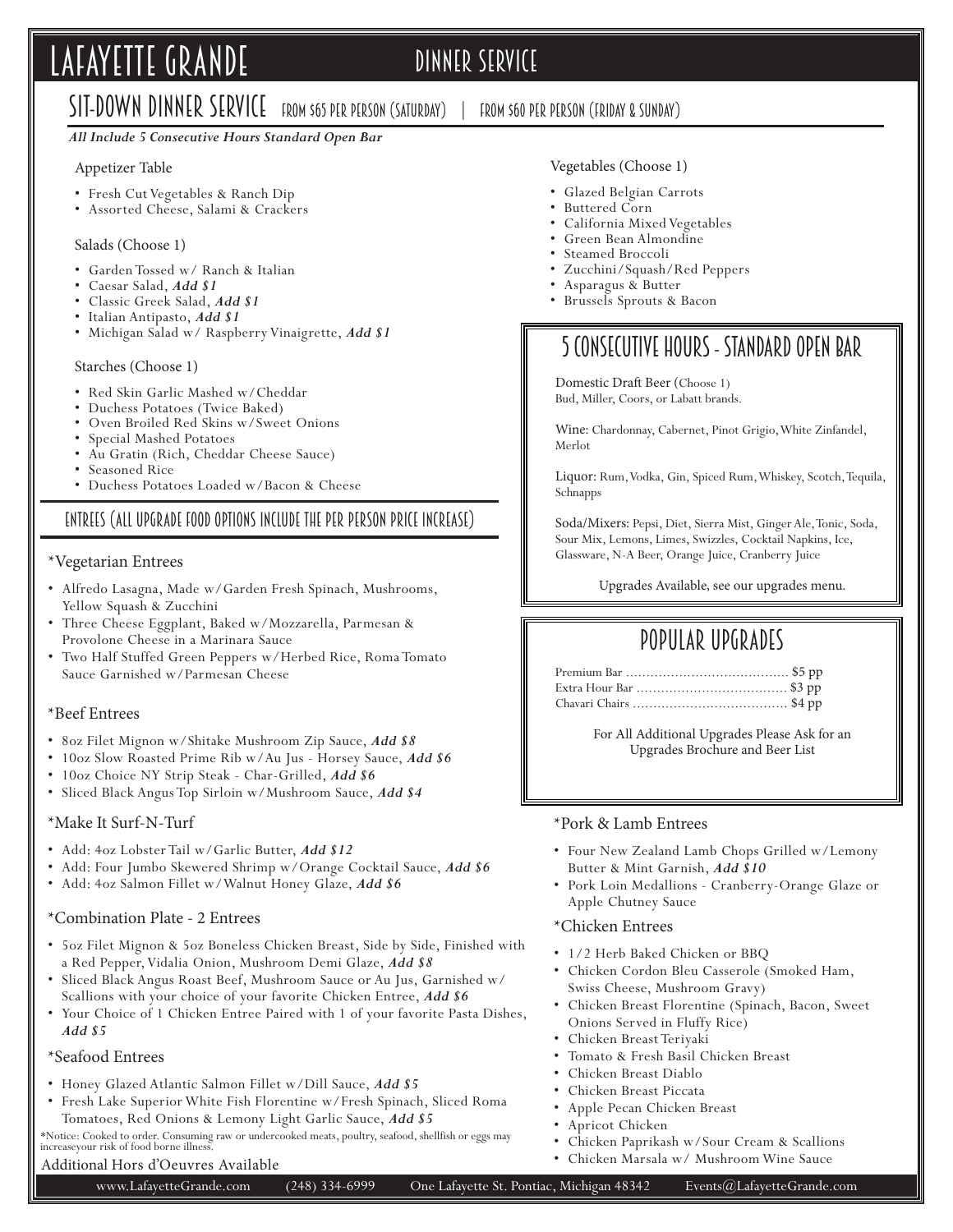# LAFAYETTE GRANDE

## DINNER SERVICE

## SIT-DOWN DINNER SERVICE

FROM $65 PER PERSON (SATURDAY) | FROM $60 PER PERSON (FRIDAY & SUNDAY)

***All Include 5 Consecutive Hours Standard Open Bar***

### Appetizer Table

- Fresh Cut Vegetables & Ranch Dip
- Assorted Cheese, Salami & Crackers

### Salads (Choose 1)

- Garden Tossed w/ Ranch & Italian
- Caesar Salad, ***Add $1***
- Classic Greek Salad, ***Add $1***
- Italian Antipasto, ***Add $1***
- Michigan Salad w/ Raspberry Vinaigrette, ***Add $1***

### Starches (Choose 1)

- Red Skin Garlic Mashed w/Cheddar
- Duchess Potatoes (Twice Baked)
- Oven Broiled Red Skins w/Sweet Onions
- Special Mashed Potatoes
- Au Gratin (Rich, Cheddar Cheese Sauce)
- Seasoned Rice
- Duchess Potatoes Loaded w/Bacon & Cheese

### Vegetables (Choose 1)

- Glazed Belgian Carrots
- Buttered Corn
- California Mixed Vegetables
- Green Bean Almondine
- Steamed Broccoli
- Zucchini/Squash/Red Peppers
- Asparagus & Butter
- Brussels Sprouts & Bacon

## ENTREES (ALL UPGRADE FOOD OPTIONS INCLUDE THE PER PERSON PRICE INCREASE)

### *Vegetarian Entrees

- Alfredo Lasagna, Made w/Garden Fresh Spinach, Mushrooms, Yellow Squash & Zucchini
- Three Cheese Eggplant, Baked w/Mozzarella, Parmesan & Provolone Cheese in a Marinara Sauce
- Two Half Stuffed Green Peppers w/Herbed Rice, Roma Tomato Sauce Garnished w/Parmesan Cheese

### *Beef Entrees

- 8oz Filet Mignon w/Shitake Mushroom Zip Sauce, ***Add $8***
- 10oz Slow Roasted Prime Rib w/Au Jus - Horsey Sauce, ***Add $6***
- 10oz Choice NY Strip Steak - Char-Grilled, ***Add $6***
- Sliced Black Angus Top Sirloin w/Mushroom Sauce, ***Add $4***

### *Make It Surf-N-Turf

- Add: 4oz Lobster Tail w/Garlic Butter, ***Add $12***
- Add: Four Jumbo Skewered Shrimp w/Orange Cocktail Sauce, ***Add $6***
- Add: 4oz Salmon Fillet w/Walnut Honey Glaze, ***Add $6***

### *Combination Plate - 2 Entrees

- 5oz Filet Mignon & 5oz Boneless Chicken Breast, Side by Side, Finished with a Red Pepper, Vidalia Onion, Mushroom Demi Glaze, ***Add $8***
- Sliced Black Angus Roast Beef, Mushroom Sauce or Au Jus, Garnished w/ Scallions with your choice of your favorite Chicken Entree, ***Add $6***
- Your Choice of 1 Chicken Entree Paired with 1 of your favorite Pasta Dishes, ***Add $5***

### *Seafood Entrees

- Honey Glazed Atlantic Salmon Fillet w/Dill Sauce, ***Add $5***
- Fresh Lake Superior White Fish Florentine w/Fresh Spinach, Sliced Roma Tomatoes, Red Onions & Lemony Light Garlic Sauce, ***Add $5***

### *Pork & Lamb Entrees

- Four New Zealand Lamb Chops Grilled w/Lemony Butter & Mint Garnish, ***Add $10***
- Pork Loin Medallions - Cranberry-Orange Glaze or Apple Chutney Sauce

### *Chicken Entrees

- 1/2 Herb Baked Chicken or BBQ
- Chicken Cordon Bleu Casserole (Smoked Ham, Swiss Cheese, Mushroom Gravy)
- Chicken Breast Florentine (Spinach, Bacon, Sweet Onions Served in Fluffy Rice)
- Chicken Breast Teriyaki
- Tomato & Fresh Basil Chicken Breast
- Chicken Breast Diablo
- Chicken Breast Piccata
- Apple Pecan Chicken Breast
- Apricot Chicken
- Chicken Paprikash w/Sour Cream & Scallions
- Chicken Marsala w/ Mushroom Wine Sauce

*Notice: Cooked to order. Consuming raw or undercooked meats, poultry, seafood, shellfish or eggs may increaseyour risk of food borne illness.

Additional Hors d'Oeuvres Available

## 5 CONSECUTIVE HOURS - STANDARD OPEN BAR

Domestic Draft Beer (Choose 1)
Bud, Miller, Coors, or Labatt brands.

Wine: Chardonnay, Cabernet, Pinot Grigio, White Zinfandel, Merlot

Liquor: Rum, Vodka, Gin, Spiced Rum, Whiskey, Scotch, Tequila, Schnapps

Soda/Mixers: Pepsi, Diet, Sierra Mist, Ginger Ale, Tonic, Soda, Sour Mix, Lemons, Limes, Swizzles, Cocktail Napkins, Ice, Glassware, N-A Beer, Orange Juice, Cranberry Juice

Upgrades Available, see our upgrades menu.

## POPULAR UPGRADES

| Upgrade | Price |
| --- | --- |
| Premium Bar | $5 pp |
| Extra Hour Bar | $3 pp |
| Chavari Chairs | $4 pp |

For All Additional Upgrades Please Ask for an Upgrades Brochure and Beer List

www.LafayetteGrande.com (248) 334-6999 One Lafayette St. Pontiac, Michigan 48342 Events@LafayetteGrande.com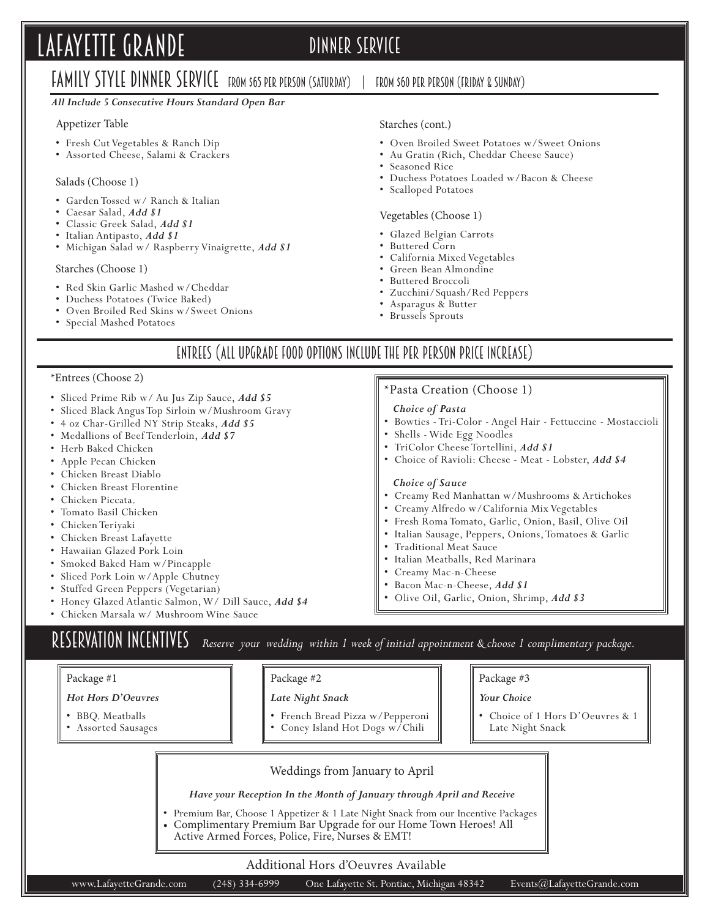# LAFAYETTE GRANDE — DINNER SERVICE

## FAMILY STYLE DINNER SERVICE — FROM $65 PER PERSON (SATURDAY) | FROM $60 PER PERSON (FRIDAY & SUNDAY)

***All Include 5 Consecutive Hours Standard Open Bar***

### Appetizer Table

- Fresh Cut Vegetables & Ranch Dip
- Assorted Cheese, Salami & Crackers

### Salads (Choose 1)

- Garden Tossed w/ Ranch & Italian
- Caesar Salad, ***Add $1***
- Classic Greek Salad, ***Add $1***
- Italian Antipasto, ***Add $1***
- Michigan Salad w/ Raspberry Vinaigrette, ***Add $1***

### Starches (Choose 1)

- Red Skin Garlic Mashed w/Cheddar
- Duchess Potatoes (Twice Baked)
- Oven Broiled Red Skins w/Sweet Onions
- Special Mashed Potatoes

### Starches (cont.)

- Oven Broiled Sweet Potatoes w/Sweet Onions
- Au Gratin (Rich, Cheddar Cheese Sauce)
- Seasoned Rice
- Duchess Potatoes Loaded w/Bacon & Cheese
- Scalloped Potatoes

### Vegetables (Choose 1)

- Glazed Belgian Carrots
- Buttered Corn
- California Mixed Vegetables
- Green Bean Almondine
- Buttered Broccoli
- Zucchini/Squash/Red Peppers
- Asparagus & Butter
- Brussels Sprouts

## ENTREES (ALL UPGRADE FOOD OPTIONS INCLUDE THE PER PERSON PRICE INCREASE)

### *Entrees (Choose 2)

- Sliced Prime Rib w/ Au Jus Zip Sauce, ***Add $5***
- Sliced Black Angus Top Sirloin w/Mushroom Gravy
- 4 oz Char-Grilled NY Strip Steaks, ***Add $5***
- Medallions of Beef Tenderloin, ***Add $7***
- Herb Baked Chicken
- Apple Pecan Chicken
- Chicken Breast Diablo
- Chicken Breast Florentine
- Chicken Piccata.
- Tomato Basil Chicken
- Chicken Teriyaki
- Chicken Breast Lafayette
- Hawaiian Glazed Pork Loin
- Smoked Baked Ham w/Pineapple
- Sliced Pork Loin w/Apple Chutney
- Stuffed Green Peppers (Vegetarian)
- Honey Glazed Atlantic Salmon, W/ Dill Sauce, ***Add $4***
- Chicken Marsala w/ Mushroom Wine Sauce

### *Pasta Creation (Choose 1)

***Choice of Pasta***

- Bowties - Tri-Color - Angel Hair - Fettuccine - Mostaccioli
- Shells - Wide Egg Noodles
- TriColor Cheese Tortellini, ***Add $1***
- Choice of Ravioli: Cheese - Meat - Lobster, ***Add $4***

***Choice of Sauce***

- Creamy Red Manhattan w/Mushrooms & Artichokes
- Creamy Alfredo w/California Mix Vegetables
- Fresh Roma Tomato, Garlic, Onion, Basil, Olive Oil
- Italian Sausage, Peppers, Onions, Tomatoes & Garlic
- Traditional Meat Sauce
- Italian Meatballs, Red Marinara
- Creamy Mac-n-Cheese
- Bacon Mac-n-Cheese, ***Add $1***
- Olive Oil, Garlic, Onion, Shrimp, ***Add $3***

## RESERVATION INCENTIVES

*Reserve your wedding within 1 week of initial appointment & choose 1 complimentary package.*

### Package #1

***Hot Hors D'Oeuvres***

- BBQ. Meatballs
- Assorted Sausages

### Package #2

***Late Night Snack***

- French Bread Pizza w/Pepperoni
- Coney Island Hot Dogs w/Chili

### Package #3

***Your Choice***

- Choice of 1 Hors D'Oeuvres & 1 Late Night Snack

### Weddings from January to April

***Have your Reception In the Month of January through April and Receive***

- Premium Bar, Choose 1 Appetizer & 1 Late Night Snack from our Incentive Packages
- Complimentary Premium Bar Upgrade for our Home Town Heroes! All Active Armed Forces, Police, Fire, Nurses & EMT!

Additional Hors d'Oeuvres Available

www.LafayetteGrande.com (248) 334-6999 One Lafayette St. Pontiac, Michigan 48342 Events@LafayetteGrande.com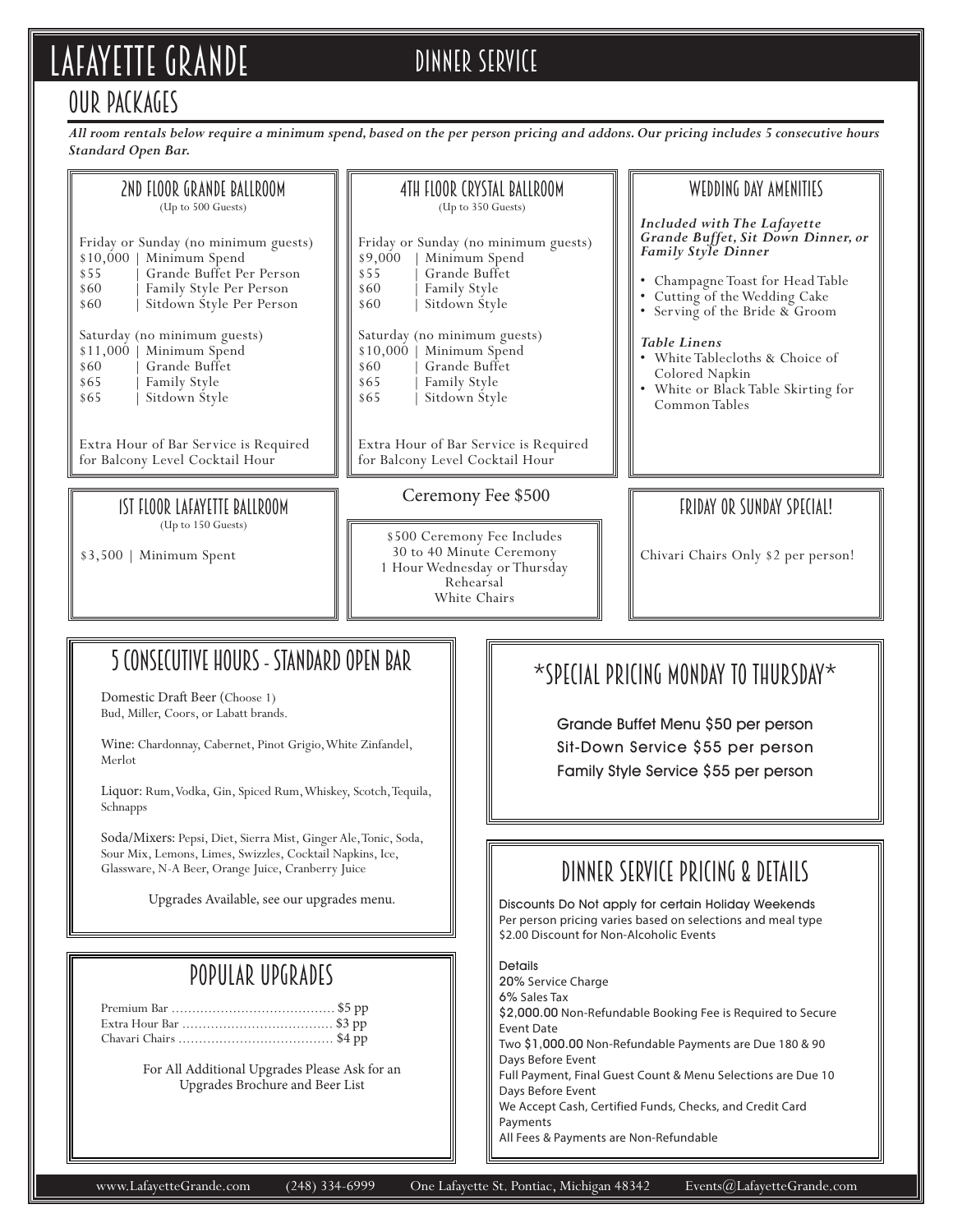# LAFAYETTE GRANDE

## DINNER SERVICE

## OUR PACKAGES

***All room rentals below require a minimum spend, based on the per person pricing and addons. Our pricing includes 5 consecutive hours Standard Open Bar.***

### 2ND FLOOR GRANDE BALLROOM

(Up to 500 Guests)

Friday or Sunday (no minimum guests)

| | |
|---|---|
| $10,000 | Minimum Spend |
| $55 | Grande Buffet Per Person |
| $60 | Family Style Per Person |
| $60 | Sitdown Style Per Person |

Saturday (no minimum guests)

| | |
|---|---|
| $11,000 | Minimum Spend |
| $60 | Grande Buffet |
| $65 | Family Style |
| $65 | Sitdown Style |

Extra Hour of Bar Service is Required for Balcony Level Cocktail Hour

### 4TH FLOOR CRYSTAL BALLROOM

(Up to 350 Guests)

Friday or Sunday (no minimum guests)

| | |
|---|---|
| $9,000 | Minimum Spend |
| $55 | Grande Buffet |
| $60 | Family Style |
| $60 | Sitdown Style |

Saturday (no minimum guests)

| | |
|---|---|
| $10,000 | Minimum Spend |
| $60 | Grande Buffet |
| $65 | Family Style |
| $65 | Sitdown Style |

Extra Hour of Bar Service is Required for Balcony Level Cocktail Hour

### WEDDING DAY AMENITIES

***Included with The Lafayette Grande Buffet, Sit Down Dinner, or Family Style Dinner***

- Champagne Toast for Head Table
- Cutting of the Wedding Cake
- Serving of the Bride & Groom

***Table Linens***

- White Tablecloths & Choice of Colored Napkin
- White or Black Table Skirting for Common Tables

### 1ST FLOOR LAFAYETTE BALLROOM

(Up to 150 Guests)

$3,500 | Minimum Spent

### Ceremony Fee $500

$500 Ceremony Fee Includes
30 to 40 Minute Ceremony
1 Hour Wednesday or Thursday Rehearsal
White Chairs

### FRIDAY OR SUNDAY SPECIAL!

Chivari Chairs Only $2 per person!

## 5 CONSECUTIVE HOURS - STANDARD OPEN BAR

Domestic Draft Beer (Choose 1)
Bud, Miller, Coors, or Labatt brands.

Wine: Chardonnay, Cabernet, Pinot Grigio, White Zinfandel, Merlot

Liquor: Rum, Vodka, Gin, Spiced Rum, Whiskey, Scotch, Tequila, Schnapps

Soda/Mixers: Pepsi, Diet, Sierra Mist, Ginger Ale, Tonic, Soda, Sour Mix, Lemons, Limes, Swizzles, Cocktail Napkins, Ice, Glassware, N-A Beer, Orange Juice, Cranberry Juice

Upgrades Available, see our upgrades menu.

## POPULAR UPGRADES

Premium Bar ........................................ $5 pp
Extra Hour Bar ..................................... $3 pp
Chavari Chairs ...................................... $4 pp

For All Additional Upgrades Please Ask for an Upgrades Brochure and Beer List

## \*SPECIAL PRICING MONDAY TO THURSDAY\*

Grande Buffet Menu $50 per person
Sit-Down Service $55 per person
Family Style Service $55 per person

## DINNER SERVICE PRICING & DETAILS

Discounts Do Not apply for certain Holiday Weekends
Per person pricing varies based on selections and meal type
$2.00 Discount for Non-Alcoholic Events

Details
20% Service Charge
6% Sales Tax
$2,000.00 Non-Refundable Booking Fee is Required to Secure Event Date
Two $1,000.00 Non-Refundable Payments are Due 180 & 90 Days Before Event
Full Payment, Final Guest Count & Menu Selections are Due 10 Days Before Event
We Accept Cash, Certified Funds, Checks, and Credit Card Payments
All Fees & Payments are Non-Refundable

www.LafayetteGrande.com (248) 334-6999 One Lafayette St. Pontiac, Michigan 48342 Events@LafayetteGrande.com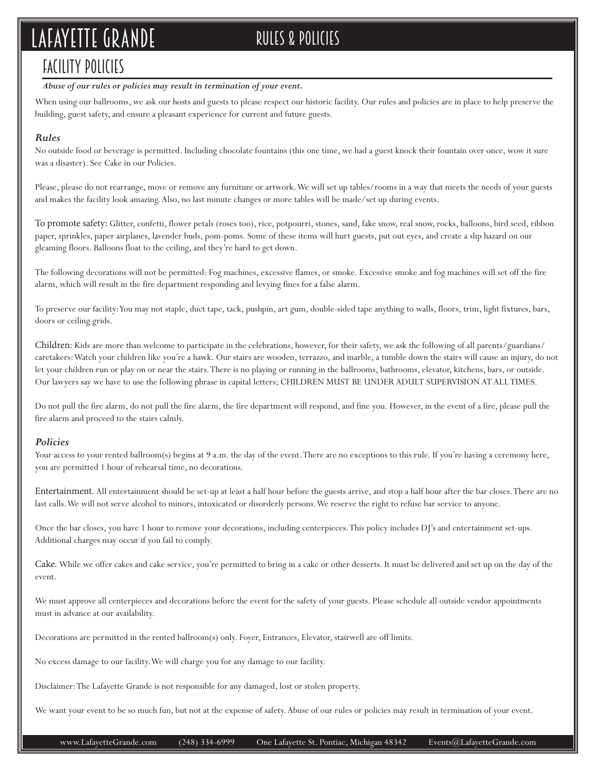# LAFAYETTE GRANDE

## RULES & POLICIES

## FACILITY POLICIES

***Abuse of our rules or policies may result in termination of your event.***

When using our ballrooms, we ask our hosts and guests to please respect our historic facility. Our rules and policies are in place to help preserve the building, guest safety, and ensure a pleasant experience for current and future guests.

### *Rules*

No outside food or beverage is permitted. Including chocolate fountains (this one time, we had a guest knock their fountain over once, wow it sure was a disaster). See Cake in our Policies.

Please, please do not rearrange, move or remove any furniture or artwork. We will set up tables/rooms in a way that meets the needs of your guests and makes the facility look amazing. Also, no last minute changes or more tables will be made/set up during events.

To promote safety: Glitter, confetti, flower petals (roses too), rice, potpourri, stones, sand, fake snow, real snow, rocks, balloons, bird seed, ribbon paper, sprinkles, paper airplanes, lavender buds, pom-poms. Some of these items will hurt guests, put out eyes, and create a slip hazard on our gleaming floors. Balloons float to the ceiling, and they're hard to get down.

The following decorations will not be permitted: Fog machines, excessive flames, or smoke. Excessive smoke and fog machines will set off the fire alarm, which will result in the fire department responding and levying fines for a false alarm.

To preserve our facility: You may not staple, duct tape, tack, pushpin, art gum, double-sided tape anything to walls, floors, trim, light fixtures, bars, doors or ceiling grids.

Children: Kids are more than welcome to participate in the celebrations, however, for their safety, we ask the following of all parents/guardians/caretakers: Watch your children like you're a hawk. Our stairs are wooden, terrazzo, and marble, a tumble down the stairs will cause an injury, do not let your children run or play on or near the stairs. There is no playing or running in the ballrooms, bathrooms, elevator, kitchens, bars, or outside. Our lawyers say we have to use the following phrase in capital letters; CHILDREN MUST BE UNDER ADULT SUPERVISION AT ALL TIMES.

Do not pull the fire alarm, do not pull the fire alarm, the fire department will respond, and fine you. However, in the event of a fire, please pull the fire alarm and proceed to the stairs calmly.

### *Policies*

Your access to your rented ballroom(s) begins at 9 a.m. the day of the event. There are no exceptions to this rule. If you're having a ceremony here, you are permitted 1 hour of rehearsal time, no decorations.

Entertainment. All entertainment should be set-up at least a half hour before the guests arrive, and stop a half hour after the bar closes. There are no last calls. We will not serve alcohol to minors, intoxicated or disorderly persons. We reserve the right to refuse bar service to anyone.

Once the bar closes, you have 1 hour to remove your decorations, including centerpieces. This policy includes DJ's and entertainment set-ups. Additional charges may occur if you fail to comply.

Cake. While we offer cakes and cake service, you're permitted to bring in a cake or other desserts. It must be delivered and set up on the day of the event.

We must approve all centerpieces and decorations before the event for the safety of your guests. Please schedule all outside vendor appointments must in advance at our availability.

Decorations are permitted in the rented ballroom(s) only. Foyer, Entrances, Elevator, stairwell are off limits.

No excess damage to our facility. We will charge you for any damage to our facility.

Disclaimer: The Lafayette Grande is not responsible for any damaged, lost or stolen property.

We want your event to be so much fun, but not at the expense of safety. Abuse of our rules or policies may result in termination of your event.

www.LafayetteGrande.com (248) 334-6999 One Lafayette St. Pontiac, Michigan 48342 Events@LafayetteGrande.com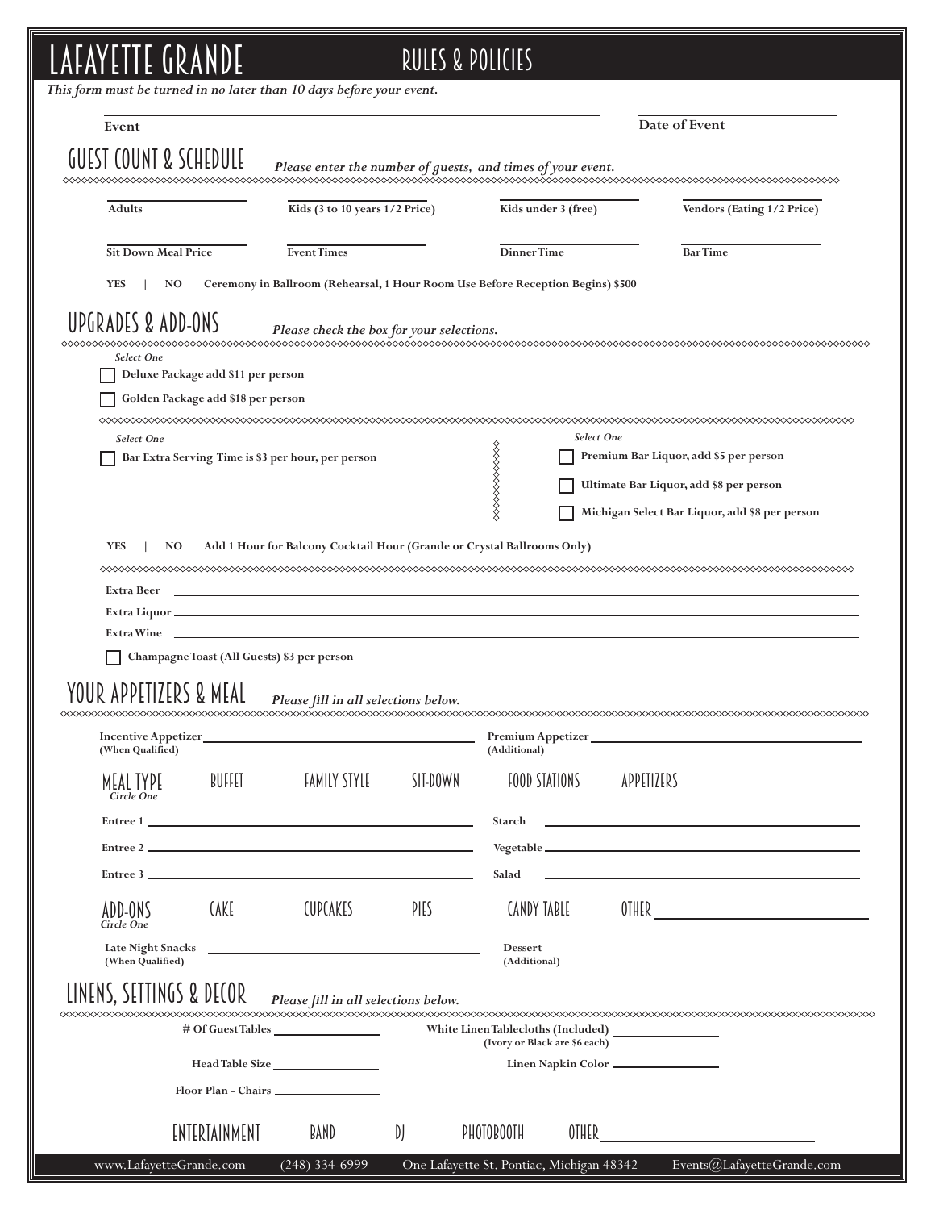# LAFAYETTE GRANDE — RULES & POLICIES

*This form must be turned in no later than 10 days before your event.*

**Event** ______________________ **Date of Event** ______________________

## GUEST COUNT & SCHEDULE

*Please enter the number of guests, and times of your event.*

**Adults** ________ **Kids (3 to 10 years 1/2 Price)** ________ **Kids under 3 (free)** ________ **Vendors (Eating 1/2 Price)** ________

**Sit Down Meal Price** ________ **Event Times** ________ **Dinner Time** ________ **Bar Time** ________

**YES | NO Ceremony in Ballroom (Rehearsal, 1 Hour Room Use Before Reception Begins) $500**

## UPGRADES & ADD-ONS

*Please check the box for your selections.*

*Select One*

- [ ] **Deluxe Package add $11 per person**
- [ ] **Golden Package add $18 per person**

*Select One*

- [ ] **Bar Extra Serving Time is $3 per hour, per person**

*Select One*

- [ ] **Premium Bar Liquor, add $5 per person**
- [ ] **Ultimate Bar Liquor, add $8 per person**
- [ ] **Michigan Select Bar Liquor, add $8 per person**

**YES | NO Add 1 Hour for Balcony Cocktail Hour (Grande or Crystal Ballrooms Only)**

**Extra Beer** ______________________

**Extra Liquor** ______________________

**Extra Wine** ______________________

- [ ] **Champagne Toast (All Guests) $3 per person**

## YOUR APPETIZERS & MEAL

*Please fill in all selections below.*

**Incentive Appetizer (When Qualified)** ______________________ **Premium Appetizer (Additional)** ______________________

**MEAL TYPE** *Circle One*: BUFFET FAMILY STYLE SIT-DOWN FOOD STATIONS APPETIZERS

**Entree 1** ______________________ **Starch** ______________________

**Entree 2** ______________________ **Vegetable** ______________________

**Entree 3** ______________________ **Salad** ______________________

**ADD-ONS** *Circle One*: CAKE CUPCAKES PIES CANDY TABLE OTHER ______________________

**Late Night Snacks (When Qualified)** ______________________ **Dessert (Additional)** ______________________

## LINENS, SETTINGS & DECOR

*Please fill in all selections below.*

**# Of Guest Tables** ________ **White Linen Tablecloths (Included) (Ivory or Black are $6 each)** ________

**Head Table Size** ________ **Linen Napkin Color** ________

**Floor Plan - Chairs** ________

**ENTERTAINMENT** BAND DJ PHOTOBOOTH OTHER ______________________

www.LafayetteGrande.com (248) 334-6999 One Lafayette St. Pontiac, Michigan 48342 Events@LafayetteGrande.com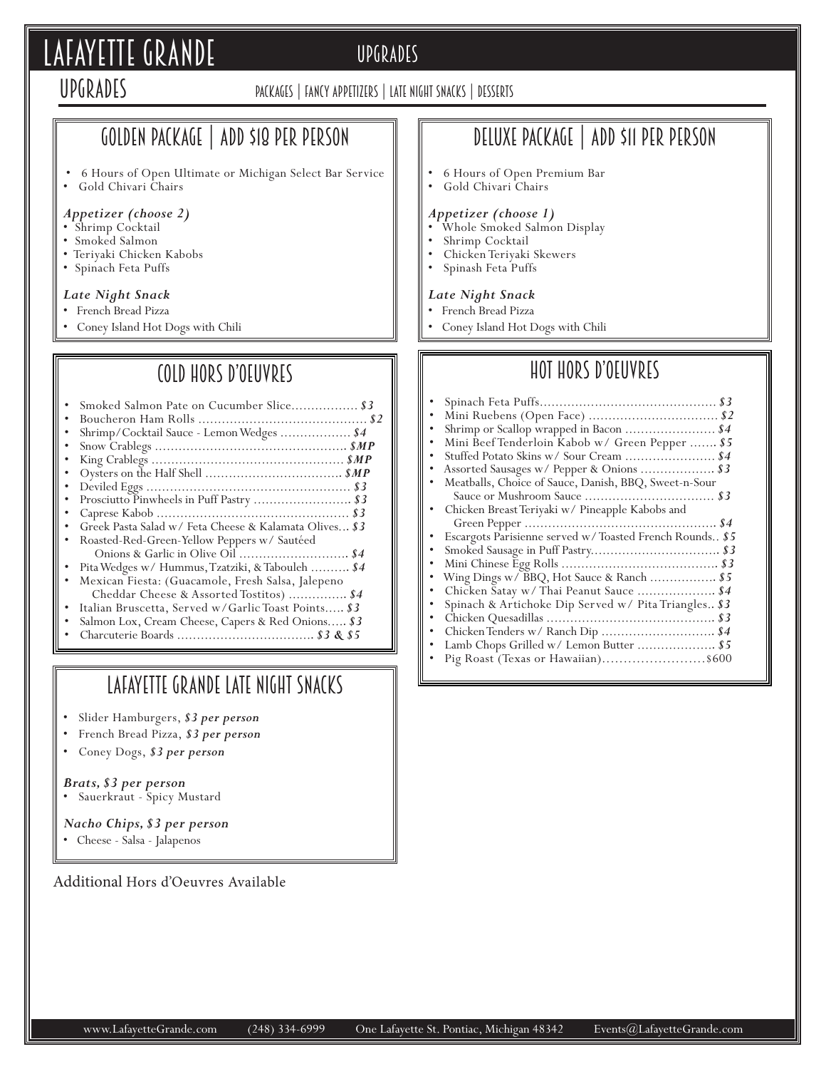# LAFAYETTE GRANDE

## UPGRADES

PACKAGES | FANCY APPETIZERS | LATE NIGHT SNACKS | DESSERTS

### GOLDEN PACKAGE | ADD $18 PER PERSON

- 6 Hours of Open Ultimate or Michigan Select Bar Service
- Gold Chivari Chairs

*Appetizer (choose 2)*

- Shrimp Cocktail
- Smoked Salmon
- Teriyaki Chicken Kabobs
- Spinach Feta Puffs

*Late Night Snack*

- French Bread Pizza
- Coney Island Hot Dogs with Chili

### DELUXE PACKAGE | ADD $11 PER PERSON

- 6 Hours of Open Premium Bar
- Gold Chivari Chairs

*Appetizer (choose 1)*

- Whole Smoked Salmon Display
- Shrimp Cocktail
- Chicken Teriyaki Skewers
- Spinash Feta Puffs

*Late Night Snack*

- French Bread Pizza
- Coney Island Hot Dogs with Chili

### COLD HORS D'OEUVRES

- Smoked Salmon Pate on Cucumber Slice.................. *$3*
- Boucheron Ham Rolls ............................................. *$2*
- Shrimp/Cocktail Sauce - Lemon Wedges .................. *$4*
- Snow Crablegs .................................................... *$MP*
- King Crablegs ...................................................... *$MP*
- Oysters on the Half Shell ...................................... *$MP*
- Deviled Eggs ......................................................... *$3*
- Prosciutto Pinwheels in Puff Pastry ......................... *$3*
- Caprese Kabob ....................................................... *$3*
- Greek Pasta Salad w/ Feta Cheese & Kalamata Olives... *$3*
- Roasted-Red-Green-Yellow Peppers w/ Sautéed Onions & Garlic in Olive Oil ............................ *$4*
- Pita Wedges w/ Hummus, Tzatziki, & Tabouleh .......... *$4*
- Mexican Fiesta: (Guacamole, Fresh Salsa, Jalepeno Cheddar Cheese & Assorted Tostitos) ............... *$4*
- Italian Bruscetta, Served w/Garlic Toast Points..... *$3*
- Salmon Lox, Cream Cheese, Capers & Red Onions..... *$3*
- Charcuterie Boards .................................... *$3 & $5*

### HOT HORS D'OEUVRES

- Spinach Feta Puffs............................................. *$3*
- Mini Ruebens (Open Face) .................................. *$2*
- Shrimp or Scallop wrapped in Bacon ........................ *$4*
- Mini Beef Tenderloin Kabob w/ Green Pepper ........ *$5*
- Stuffed Potato Skins w/ Sour Cream ........................ *$4*
- Assorted Sausages w/ Pepper & Onions ................... *$3*
- Meatballs, Choice of Sauce, Danish, BBQ, Sweet-n-Sour Sauce or Mushroom Sauce .................................. *$3*
- Chicken Breast Teriyaki w/ Pineapple Kabobs and Green Pepper .................................................. *$4*
- Escargots Parisienne served w/ Toasted French Rounds.. *$5*
- Smoked Sausage in Puff Pastry.................................. *$3*
- Mini Chinese Egg Rolls .......................................... *$3*
- Wing Dings w/ BBQ, Hot Sauce & Ranch ................. *$5*
- Chicken Satay w/ Thai Peanut Sauce ..................... *$4*
- Spinach & Artichoke Dip Served w/ Pita Triangles.. *$3*
- Chicken Quesadillas ............................................ *$3*
- Chicken Tenders w/ Ranch Dip .............................. *$4*
- Lamb Chops Grilled w/ Lemon Butter ..................... *$5*
- Pig Roast (Texas or Hawaiian).........................$600

### LAFAYETTE GRANDE LATE NIGHT SNACKS

- Slider Hamburgers, *$3 per person*
- French Bread Pizza, *$3 per person*
- Coney Dogs, *$3 per person*

***Brats, $3 per person***

- Sauerkraut - Spicy Mustard

***Nacho Chips, $3 per person***

- Cheese - Salsa - Jalapenos

Additional Hors d'Oeuvres Available

www.LafayetteGrande.com (248) 334-6999 One Lafayette St. Pontiac, Michigan 48342 Events@LafayetteGrande.com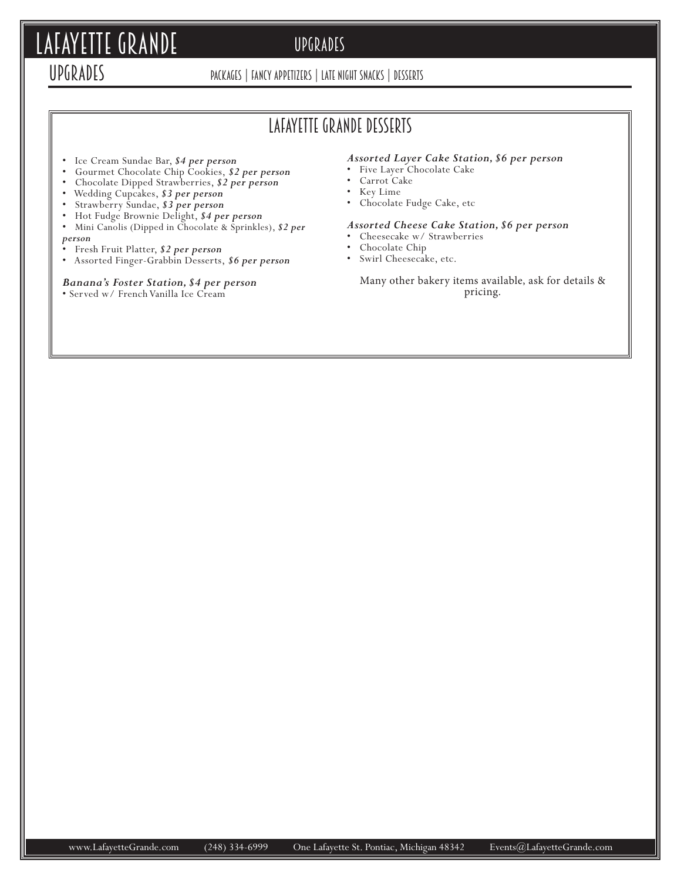# LAFAYETTE GRANDE

## UPGRADES

PACKAGES | FANCY APPETIZERS | LATE NIGHT SNACKS | DESSERTS

## LAFAYETTE GRANDE DESSERTS

- Ice Cream Sundae Bar, ***$4 per person***
- Gourmet Chocolate Chip Cookies, ***$2 per person***
- Chocolate Dipped Strawberries, ***$2 per person***
- Wedding Cupcakes, ***$3 per person***
- Strawberry Sundae, ***$3 per person***
- Hot Fudge Brownie Delight, ***$4 per person***
- Mini Canolis (Dipped in Chocolate & Sprinkles), ***$2 per person***
- Fresh Fruit Platter, ***$2 per person***
- Assorted Finger-Grabbin Desserts, ***$6 per person***

***Banana's Foster Station, $4 per person***

- Served w/ French Vanilla Ice Cream

***Assorted Layer Cake Station, $6 per person***

- Five Layer Chocolate Cake
- Carrot Cake
- Key Lime
- Chocolate Fudge Cake, etc

***Assorted Cheese Cake Station, $6 per person***

- Cheesecake w/ Strawberries
- Chocolate Chip
- Swirl Cheesecake, etc.

Many other bakery items available, ask for details & pricing.

www.LafayetteGrande.com (248) 334-6999 One Lafayette St. Pontiac, Michigan 48342 Events@LafayetteGrande.com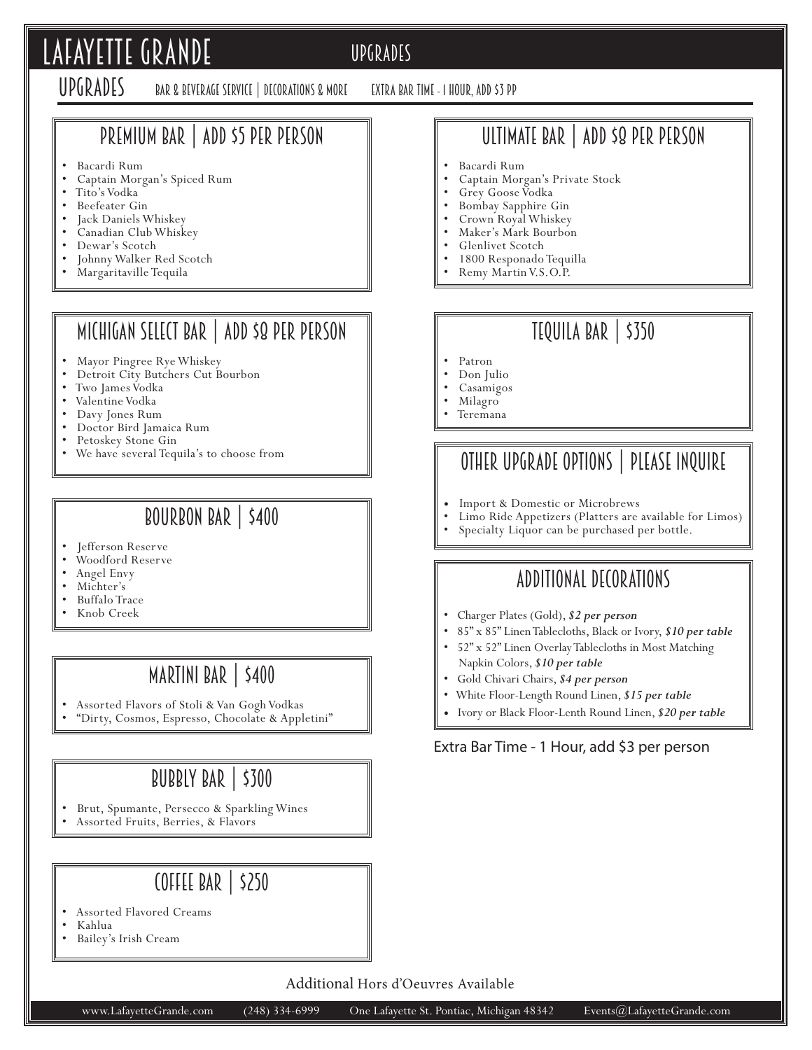# LAFAYETTE GRANDE

## UPGRADES

BAR & BEVERAGE SERVICE | DECORATIONS & MORE     EXTRA BAR TIME - 1 HOUR, ADD $3 PP

### PREMIUM BAR | ADD $5 PER PERSON

- Bacardi Rum
- Captain Morgan's Spiced Rum
- Tito's Vodka
- Beefeater Gin
- Jack Daniels Whiskey
- Canadian Club Whiskey
- Dewar's Scotch
- Johnny Walker Red Scotch
- Margaritaville Tequila

### MICHIGAN SELECT BAR | ADD $8 PER PERSON

- Mayor Pingree Rye Whiskey
- Detroit City Butchers Cut Bourbon
- Two James Vodka
- Valentine Vodka
- Davy Jones Rum
- Doctor Bird Jamaica Rum
- Petoskey Stone Gin
- We have several Tequila's to choose from

### BOURBON BAR | $400

- Jefferson Reserve
- Woodford Reserve
- Angel Envy
- Michter's
- Buffalo Trace
- Knob Creek

### MARTINI BAR | $400

- Assorted Flavors of Stoli & Van Gogh Vodkas
- "Dirty, Cosmos, Espresso, Chocolate & Appletini"

### BUBBLY BAR | $300

- Brut, Spumante, Persecco & Sparkling Wines
- Assorted Fruits, Berries, & Flavors

### COFFEE BAR | $250

- Assorted Flavored Creams
- Kahlua
- Bailey's Irish Cream

### ULTIMATE BAR | ADD $8 PER PERSON

- Bacardi Rum
- Captain Morgan's Private Stock
- Grey Goose Vodka
- Bombay Sapphire Gin
- Crown Royal Whiskey
- Maker's Mark Bourbon
- Glenlivet Scotch
- 1800 Responado Tequilla
- Remy Martin V.S.O.P.

### TEQUILA BAR | $350

- Patron
- Don Julio
- Casamigos
- Milagro
- Teremana

### OTHER UPGRADE OPTIONS | PLEASE INQUIRE

- Import & Domestic or Microbrews
- Limo Ride Appetizers (Platters are available for Limos)
- Specialty Liquor can be purchased per bottle.

### ADDITIONAL DECORATIONS

- Charger Plates (Gold), ***$2 per person***
- 85" x 85" Linen Tablecloths, Black or Ivory, ***$10 per table***
- 52" x 52" Linen Overlay Tablecloths in Most Matching Napkin Colors, ***$10 per table***
- Gold Chivari Chairs, ***$4 per person***
- White Floor-Length Round Linen, ***$15 per table***
- Ivory or Black Floor-Lenth Round Linen, ***$20 per table***

Extra Bar Time - 1 Hour, add $3 per person

Additional Hors d'Oeuvres Available

www.LafayetteGrande.com     (248) 334-6999     One Lafayette St. Pontiac, Michigan 48342     Events@LafayetteGrande.com